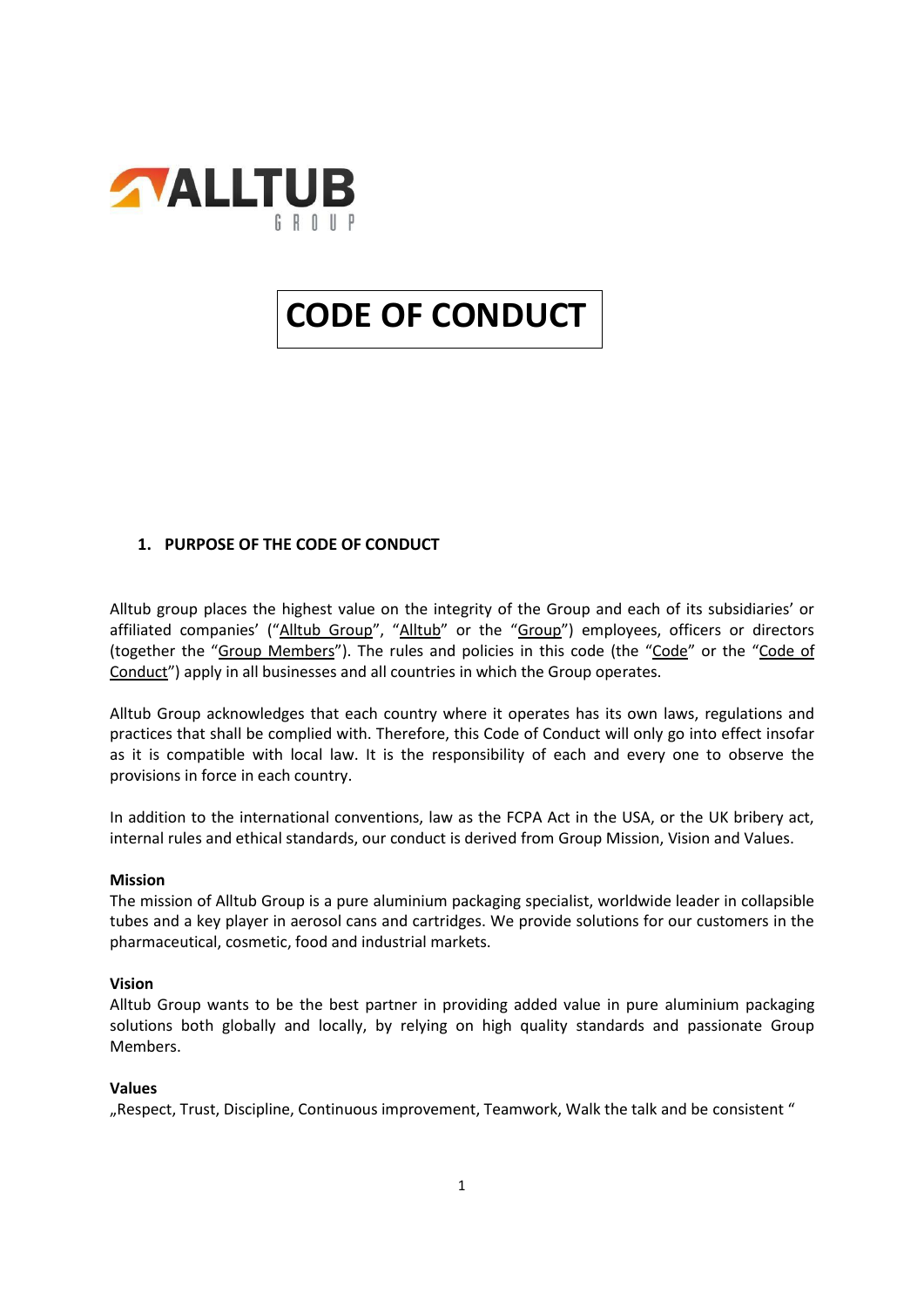ALLTUB GROUP

# CODE OF CONDUCT

## 1. PURPOSE OF THE CODE OF CONDUCT

Alltub group places the highest value on the integrity of the Group and each of its subsidiaries' or affiliated companies' ("Alltub Group", "Alltub" or the "Group") employees, officers or directors (together the "Group Members"). The rules and policies in this code (the "Code" or the "Code of Conduct") apply in all businesses and all countries in which the Group operates.

Alltub Group acknowledges that each country where it operates has its own laws, regulations and practices that shall be complied with. Therefore, this Code of Conduct will only go into effect insofar as it is compatible with local law. It is the responsibility of each and every one to observe the provisions in force in each country.

In addition to the international conventions, law as the FCPA Act in the USA, or the UK bribery act, internal rules and ethical standards, our conduct is derived from Group Mission, Vision and Values.

**Mission**
The mission of Alltub Group is a pure aluminium packaging specialist, worldwide leader in collapsible tubes and a key player in aerosol cans and cartridges. We provide solutions for our customers in the pharmaceutical, cosmetic, food and industrial markets.

**Vision**
Alltub Group wants to be the best partner in providing added value in pure aluminium packaging solutions both globally and locally, by relying on high quality standards and passionate Group Members.

**Values**
„Respect, Trust, Discipline, Continuous improvement, Teamwork, Walk the talk and be consistent "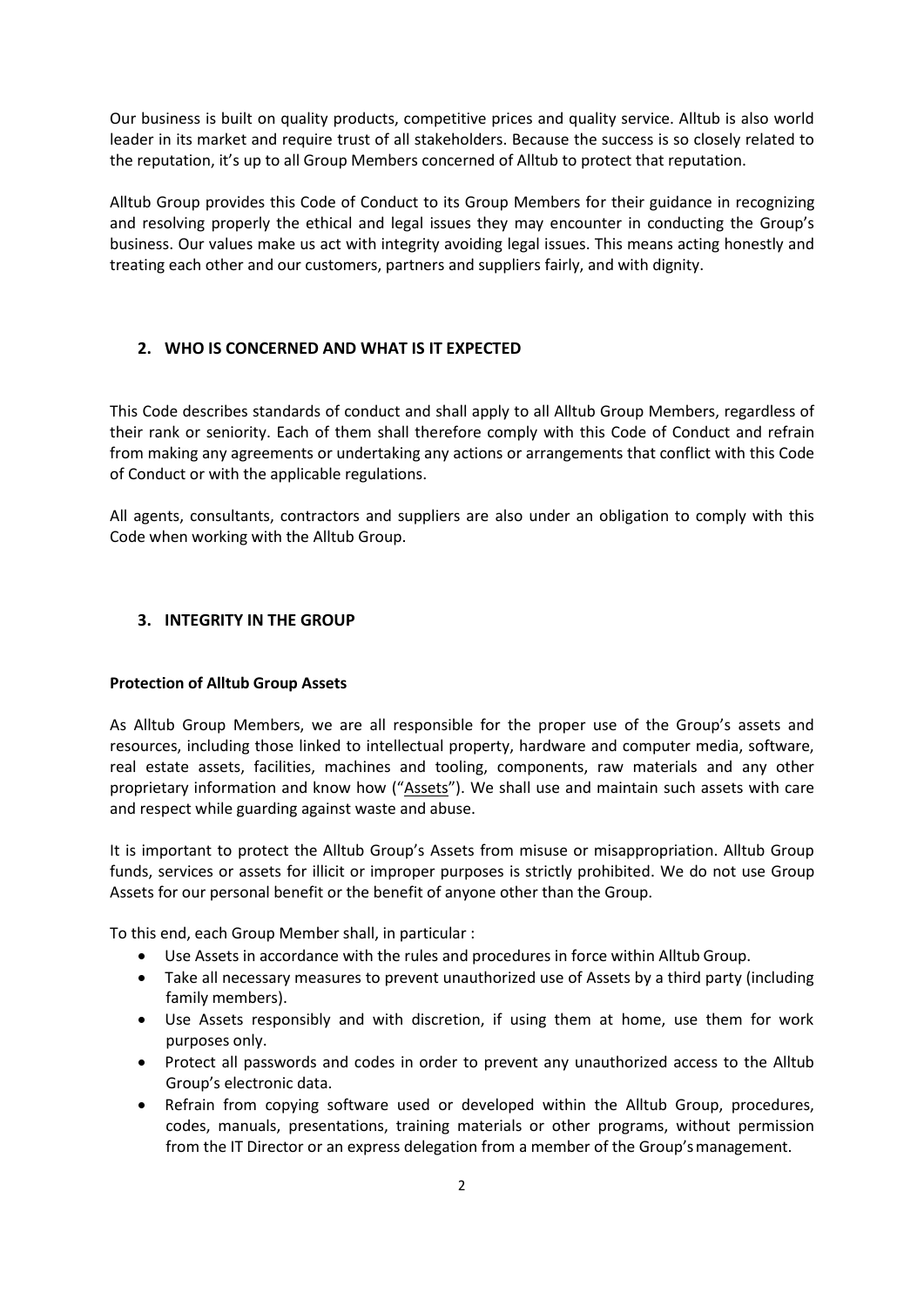Our business is built on quality products, competitive prices and quality service. Alltub is also world leader in its market and require trust of all stakeholders. Because the success is so closely related to the reputation, it's up to all Group Members concerned of Alltub to protect that reputation.

Alltub Group provides this Code of Conduct to its Group Members for their guidance in recognizing and resolving properly the ethical and legal issues they may encounter in conducting the Group's business. Our values make us act with integrity avoiding legal issues. This means acting honestly and treating each other and our customers, partners and suppliers fairly, and with dignity.

## 2. WHO IS CONCERNED AND WHAT IS IT EXPECTED

This Code describes standards of conduct and shall apply to all Alltub Group Members, regardless of their rank or seniority. Each of them shall therefore comply with this Code of Conduct and refrain from making any agreements or undertaking any actions or arrangements that conflict with this Code of Conduct or with the applicable regulations.

All agents, consultants, contractors and suppliers are also under an obligation to comply with this Code when working with the Alltub Group.

## 3. INTEGRITY IN THE GROUP

### Protection of Alltub Group Assets

As Alltub Group Members, we are all responsible for the proper use of the Group's assets and resources, including those linked to intellectual property, hardware and computer media, software, real estate assets, facilities, machines and tooling, components, raw materials and any other proprietary information and know how ("Assets"). We shall use and maintain such assets with care and respect while guarding against waste and abuse.

It is important to protect the Alltub Group's Assets from misuse or misappropriation. Alltub Group funds, services or assets for illicit or improper purposes is strictly prohibited. We do not use Group Assets for our personal benefit or the benefit of anyone other than the Group.

To this end, each Group Member shall, in particular :

- Use Assets in accordance with the rules and procedures in force within Alltub Group.
- Take all necessary measures to prevent unauthorized use of Assets by a third party (including family members).
- Use Assets responsibly and with discretion, if using them at home, use them for work purposes only.
- Protect all passwords and codes in order to prevent any unauthorized access to the Alltub Group's electronic data.
- Refrain from copying software used or developed within the Alltub Group, procedures, codes, manuals, presentations, training materials or other programs, without permission from the IT Director or an express delegation from a member of the Group's management.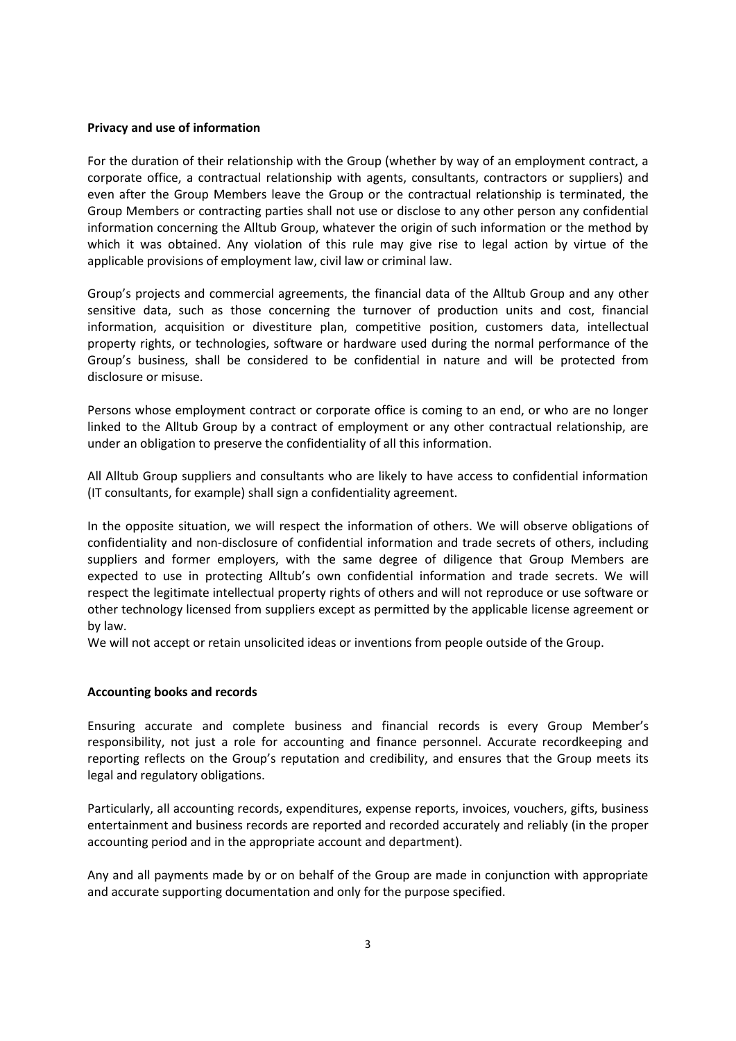**Privacy and use of information**

For the duration of their relationship with the Group (whether by way of an employment contract, a corporate office, a contractual relationship with agents, consultants, contractors or suppliers) and even after the Group Members leave the Group or the contractual relationship is terminated, the Group Members or contracting parties shall not use or disclose to any other person any confidential information concerning the Alltub Group, whatever the origin of such information or the method by which it was obtained. Any violation of this rule may give rise to legal action by virtue of the applicable provisions of employment law, civil law or criminal law.

Group's projects and commercial agreements, the financial data of the Alltub Group and any other sensitive data, such as those concerning the turnover of production units and cost, financial information, acquisition or divestiture plan, competitive position, customers data, intellectual property rights, or technologies, software or hardware used during the normal performance of the Group's business, shall be considered to be confidential in nature and will be protected from disclosure or misuse.

Persons whose employment contract or corporate office is coming to an end, or who are no longer linked to the Alltub Group by a contract of employment or any other contractual relationship, are under an obligation to preserve the confidentiality of all this information.

All Alltub Group suppliers and consultants who are likely to have access to confidential information (IT consultants, for example) shall sign a confidentiality agreement.

In the opposite situation, we will respect the information of others. We will observe obligations of confidentiality and non-disclosure of confidential information and trade secrets of others, including suppliers and former employers, with the same degree of diligence that Group Members are expected to use in protecting Alltub's own confidential information and trade secrets. We will respect the legitimate intellectual property rights of others and will not reproduce or use software or other technology licensed from suppliers except as permitted by the applicable license agreement or by law.
We will not accept or retain unsolicited ideas or inventions from people outside of the Group.

**Accounting books and records**

Ensuring accurate and complete business and financial records is every Group Member's responsibility, not just a role for accounting and finance personnel. Accurate recordkeeping and reporting reflects on the Group's reputation and credibility, and ensures that the Group meets its legal and regulatory obligations.

Particularly, all accounting records, expenditures, expense reports, invoices, vouchers, gifts, business entertainment and business records are reported and recorded accurately and reliably (in the proper accounting period and in the appropriate account and department).

Any and all payments made by or on behalf of the Group are made in conjunction with appropriate and accurate supporting documentation and only for the purpose specified.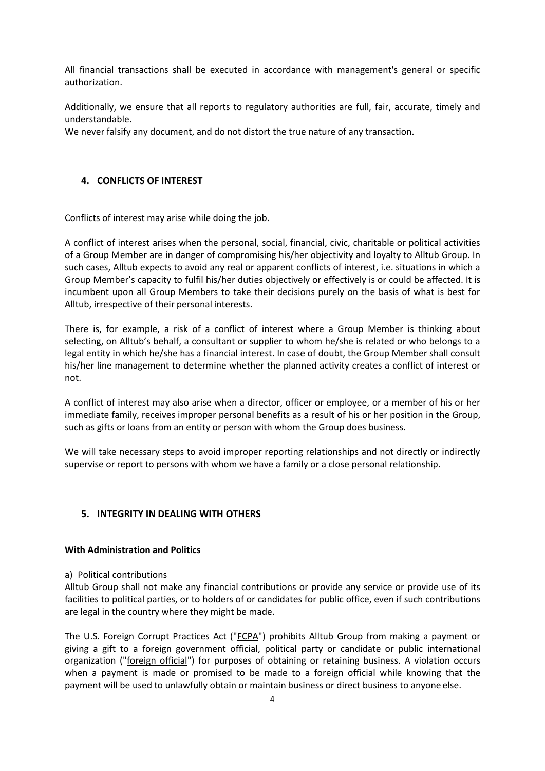All financial transactions shall be executed in accordance with management's general or specific authorization.

Additionally, we ensure that all reports to regulatory authorities are full, fair, accurate, timely and understandable.

We never falsify any document, and do not distort the true nature of any transaction.

## 4. CONFLICTS OF INTEREST

Conflicts of interest may arise while doing the job.

A conflict of interest arises when the personal, social, financial, civic, charitable or political activities of a Group Member are in danger of compromising his/her objectivity and loyalty to Alltub Group. In such cases, Alltub expects to avoid any real or apparent conflicts of interest, i.e. situations in which a Group Member's capacity to fulfil his/her duties objectively or effectively is or could be affected. It is incumbent upon all Group Members to take their decisions purely on the basis of what is best for Alltub, irrespective of their personal interests.

There is, for example, a risk of a conflict of interest where a Group Member is thinking about selecting, on Alltub's behalf, a consultant or supplier to whom he/she is related or who belongs to a legal entity in which he/she has a financial interest. In case of doubt, the Group Member shall consult his/her line management to determine whether the planned activity creates a conflict of interest or not.

A conflict of interest may also arise when a director, officer or employee, or a member of his or her immediate family, receives improper personal benefits as a result of his or her position in the Group, such as gifts or loans from an entity or person with whom the Group does business.

We will take necessary steps to avoid improper reporting relationships and not directly or indirectly supervise or report to persons with whom we have a family or a close personal relationship.

## 5. INTEGRITY IN DEALING WITH OTHERS

**With Administration and Politics**

a) Political contributions

Alltub Group shall not make any financial contributions or provide any service or provide use of its facilities to political parties, or to holders of or candidates for public office, even if such contributions are legal in the country where they might be made.

The U.S. Foreign Corrupt Practices Act ("FCPA") prohibits Alltub Group from making a payment or giving a gift to a foreign government official, political party or candidate or public international organization ("foreign official") for purposes of obtaining or retaining business. A violation occurs when a payment is made or promised to be made to a foreign official while knowing that the payment will be used to unlawfully obtain or maintain business or direct business to anyone else.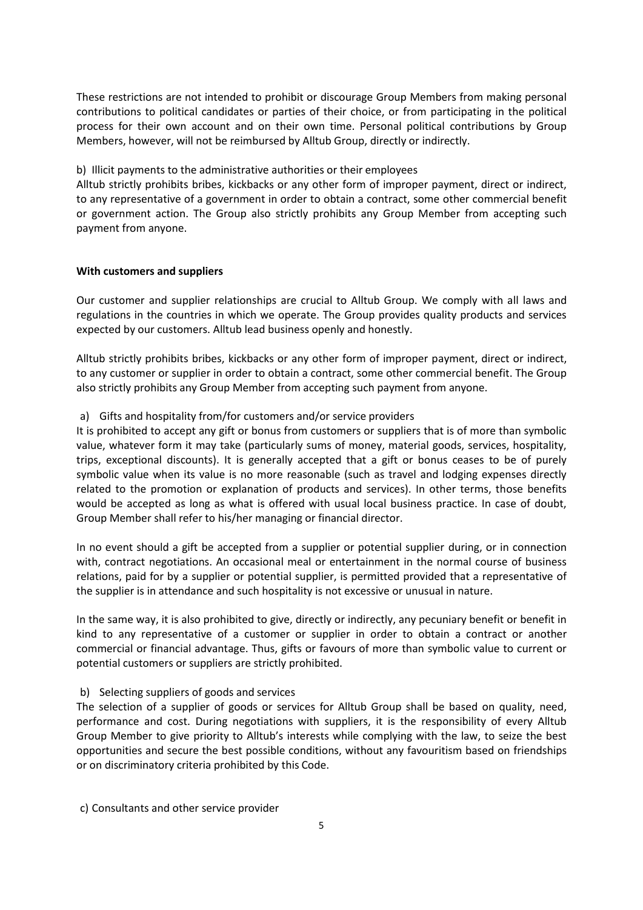These restrictions are not intended to prohibit or discourage Group Members from making personal contributions to political candidates or parties of their choice, or from participating in the political process for their own account and on their own time. Personal political contributions by Group Members, however, will not be reimbursed by Alltub Group, directly or indirectly.

b) Illicit payments to the administrative authorities or their employees
Alltub strictly prohibits bribes, kickbacks or any other form of improper payment, direct or indirect, to any representative of a government in order to obtain a contract, some other commercial benefit or government action. The Group also strictly prohibits any Group Member from accepting such payment from anyone.

**With customers and suppliers**

Our customer and supplier relationships are crucial to Alltub Group. We comply with all laws and regulations in the countries in which we operate. The Group provides quality products and services expected by our customers. Alltub lead business openly and honestly.

Alltub strictly prohibits bribes, kickbacks or any other form of improper payment, direct or indirect, to any customer or supplier in order to obtain a contract, some other commercial benefit. The Group also strictly prohibits any Group Member from accepting such payment from anyone.

a) Gifts and hospitality from/for customers and/or service providers
It is prohibited to accept any gift or bonus from customers or suppliers that is of more than symbolic value, whatever form it may take (particularly sums of money, material goods, services, hospitality, trips, exceptional discounts). It is generally accepted that a gift or bonus ceases to be of purely symbolic value when its value is no more reasonable (such as travel and lodging expenses directly related to the promotion or explanation of products and services). In other terms, those benefits would be accepted as long as what is offered with usual local business practice. In case of doubt, Group Member shall refer to his/her managing or financial director.

In no event should a gift be accepted from a supplier or potential supplier during, or in connection with, contract negotiations. An occasional meal or entertainment in the normal course of business relations, paid for by a supplier or potential supplier, is permitted provided that a representative of the supplier is in attendance and such hospitality is not excessive or unusual in nature.

In the same way, it is also prohibited to give, directly or indirectly, any pecuniary benefit or benefit in kind to any representative of a customer or supplier in order to obtain a contract or another commercial or financial advantage. Thus, gifts or favours of more than symbolic value to current or potential customers or suppliers are strictly prohibited.

b) Selecting suppliers of goods and services
The selection of a supplier of goods or services for Alltub Group shall be based on quality, need, performance and cost. During negotiations with suppliers, it is the responsibility of every Alltub Group Member to give priority to Alltub's interests while complying with the law, to seize the best opportunities and secure the best possible conditions, without any favouritism based on friendships or on discriminatory criteria prohibited by this Code.

c) Consultants and other service provider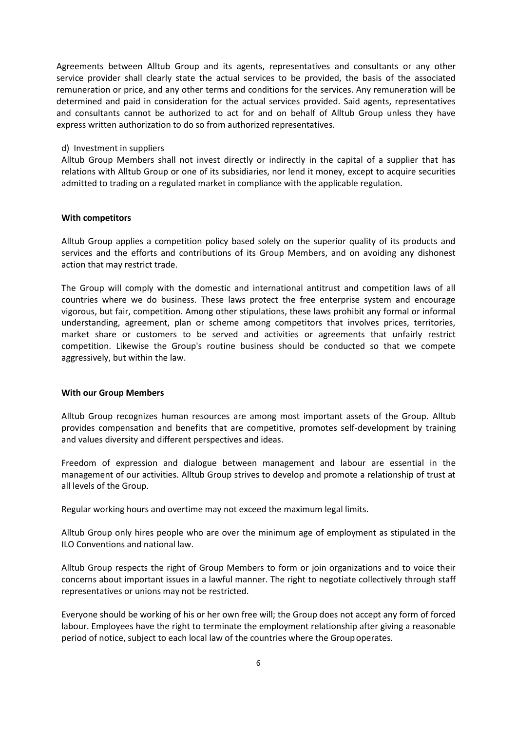Agreements between Alltub Group and its agents, representatives and consultants or any other service provider shall clearly state the actual services to be provided, the basis of the associated remuneration or price, and any other terms and conditions for the services. Any remuneration will be determined and paid in consideration for the actual services provided. Said agents, representatives and consultants cannot be authorized to act for and on behalf of Alltub Group unless they have express written authorization to do so from authorized representatives.

d) Investment in suppliers

Alltub Group Members shall not invest directly or indirectly in the capital of a supplier that has relations with Alltub Group or one of its subsidiaries, nor lend it money, except to acquire securities admitted to trading on a regulated market in compliance with the applicable regulation.

**With competitors**

Alltub Group applies a competition policy based solely on the superior quality of its products and services and the efforts and contributions of its Group Members, and on avoiding any dishonest action that may restrict trade.

The Group will comply with the domestic and international antitrust and competition laws of all countries where we do business. These laws protect the free enterprise system and encourage vigorous, but fair, competition. Among other stipulations, these laws prohibit any formal or informal understanding, agreement, plan or scheme among competitors that involves prices, territories, market share or customers to be served and activities or agreements that unfairly restrict competition. Likewise the Group's routine business should be conducted so that we compete aggressively, but within the law.

**With our Group Members**

Alltub Group recognizes human resources are among most important assets of the Group. Alltub provides compensation and benefits that are competitive, promotes self-development by training and values diversity and different perspectives and ideas.

Freedom of expression and dialogue between management and labour are essential in the management of our activities. Alltub Group strives to develop and promote a relationship of trust at all levels of the Group.

Regular working hours and overtime may not exceed the maximum legal limits.

Alltub Group only hires people who are over the minimum age of employment as stipulated in the ILO Conventions and national law.

Alltub Group respects the right of Group Members to form or join organizations and to voice their concerns about important issues in a lawful manner. The right to negotiate collectively through staff representatives or unions may not be restricted.

Everyone should be working of his or her own free will; the Group does not accept any form of forced labour. Employees have the right to terminate the employment relationship after giving a reasonable period of notice, subject to each local law of the countries where the Group operates.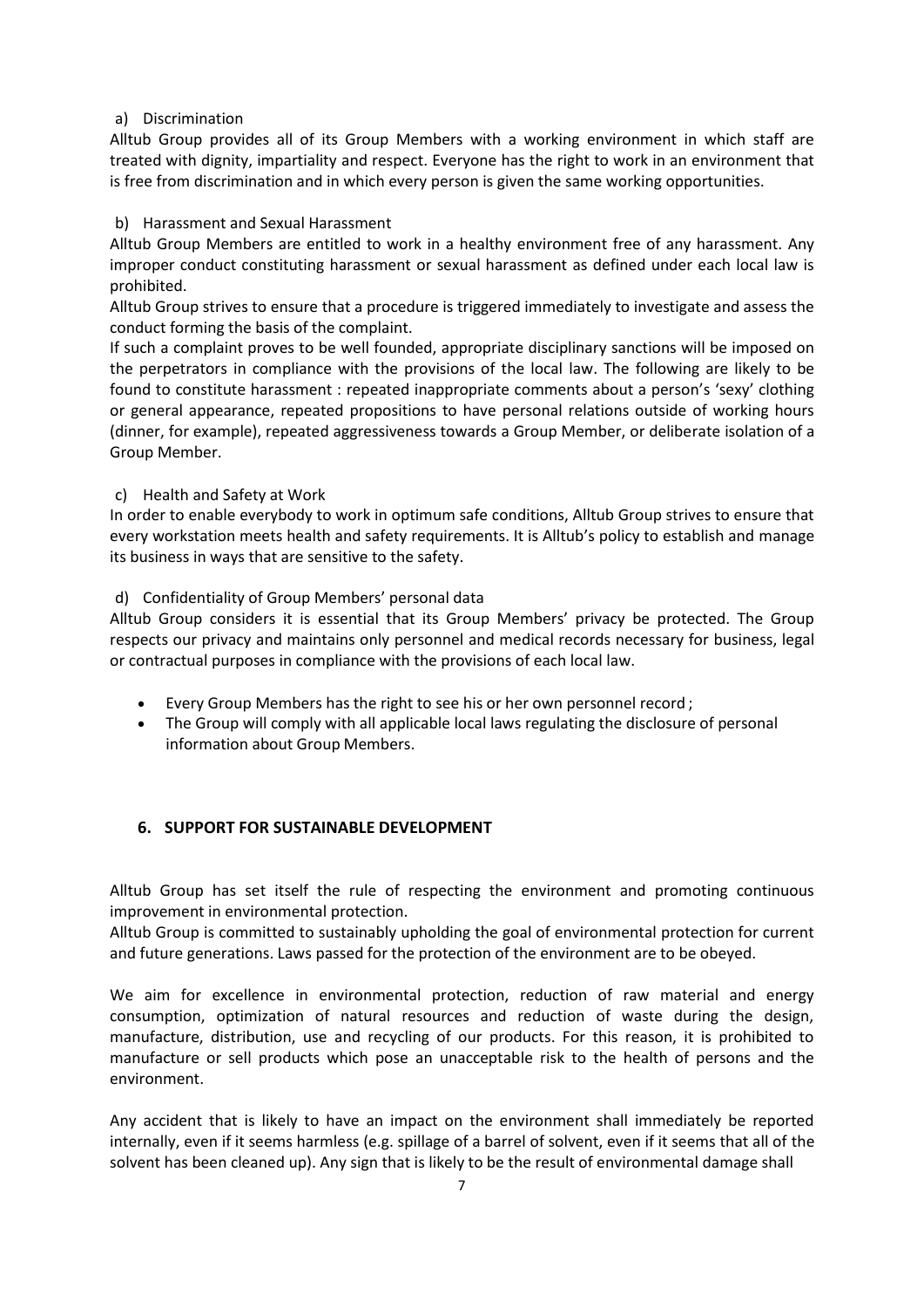a) Discrimination

Alltub Group provides all of its Group Members with a working environment in which staff are treated with dignity, impartiality and respect. Everyone has the right to work in an environment that is free from discrimination and in which every person is given the same working opportunities.

b) Harassment and Sexual Harassment

Alltub Group Members are entitled to work in a healthy environment free of any harassment. Any improper conduct constituting harassment or sexual harassment as defined under each local law is prohibited.

Alltub Group strives to ensure that a procedure is triggered immediately to investigate and assess the conduct forming the basis of the complaint.

If such a complaint proves to be well founded, appropriate disciplinary sanctions will be imposed on the perpetrators in compliance with the provisions of the local law. The following are likely to be found to constitute harassment : repeated inappropriate comments about a person's 'sexy' clothing or general appearance, repeated propositions to have personal relations outside of working hours (dinner, for example), repeated aggressiveness towards a Group Member, or deliberate isolation of a Group Member.

c) Health and Safety at Work

In order to enable everybody to work in optimum safe conditions, Alltub Group strives to ensure that every workstation meets health and safety requirements. It is Alltub's policy to establish and manage its business in ways that are sensitive to the safety.

d) Confidentiality of Group Members' personal data

Alltub Group considers it is essential that its Group Members' privacy be protected. The Group respects our privacy and maintains only personnel and medical records necessary for business, legal or contractual purposes in compliance with the provisions of each local law.

- Every Group Members has the right to see his or her own personnel record ;
- The Group will comply with all applicable local laws regulating the disclosure of personal information about Group Members.

## 6. SUPPORT FOR SUSTAINABLE DEVELOPMENT

Alltub Group has set itself the rule of respecting the environment and promoting continuous improvement in environmental protection.

Alltub Group is committed to sustainably upholding the goal of environmental protection for current and future generations. Laws passed for the protection of the environment are to be obeyed.

We aim for excellence in environmental protection, reduction of raw material and energy consumption, optimization of natural resources and reduction of waste during the design, manufacture, distribution, use and recycling of our products. For this reason, it is prohibited to manufacture or sell products which pose an unacceptable risk to the health of persons and the environment.

Any accident that is likely to have an impact on the environment shall immediately be reported internally, even if it seems harmless (e.g. spillage of a barrel of solvent, even if it seems that all of the solvent has been cleaned up). Any sign that is likely to be the result of environmental damage shall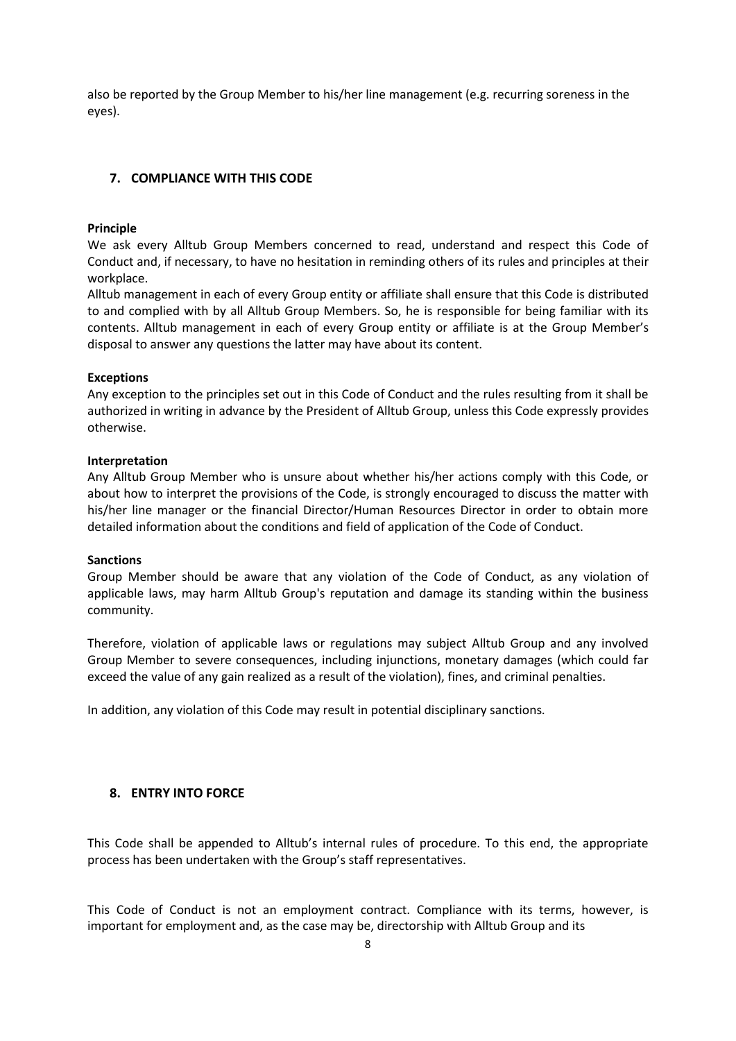also be reported by the Group Member to his/her line management (e.g. recurring soreness in the eyes).

## 7. COMPLIANCE WITH THIS CODE

**Principle**

We ask every Alltub Group Members concerned to read, understand and respect this Code of Conduct and, if necessary, to have no hesitation in reminding others of its rules and principles at their workplace.

Alltub management in each of every Group entity or affiliate shall ensure that this Code is distributed to and complied with by all Alltub Group Members. So, he is responsible for being familiar with its contents. Alltub management in each of every Group entity or affiliate is at the Group Member's disposal to answer any questions the latter may have about its content.

**Exceptions**

Any exception to the principles set out in this Code of Conduct and the rules resulting from it shall be authorized in writing in advance by the President of Alltub Group, unless this Code expressly provides otherwise.

**Interpretation**

Any Alltub Group Member who is unsure about whether his/her actions comply with this Code, or about how to interpret the provisions of the Code, is strongly encouraged to discuss the matter with his/her line manager or the financial Director/Human Resources Director in order to obtain more detailed information about the conditions and field of application of the Code of Conduct.

**Sanctions**

Group Member should be aware that any violation of the Code of Conduct, as any violation of applicable laws, may harm Alltub Group's reputation and damage its standing within the business community.

Therefore, violation of applicable laws or regulations may subject Alltub Group and any involved Group Member to severe consequences, including injunctions, monetary damages (which could far exceed the value of any gain realized as a result of the violation), fines, and criminal penalties.

In addition, any violation of this Code may result in potential disciplinary sanctions.

## 8. ENTRY INTO FORCE

This Code shall be appended to Alltub's internal rules of procedure. To this end, the appropriate process has been undertaken with the Group's staff representatives.

This Code of Conduct is not an employment contract. Compliance with its terms, however, is important for employment and, as the case may be, directorship with Alltub Group and its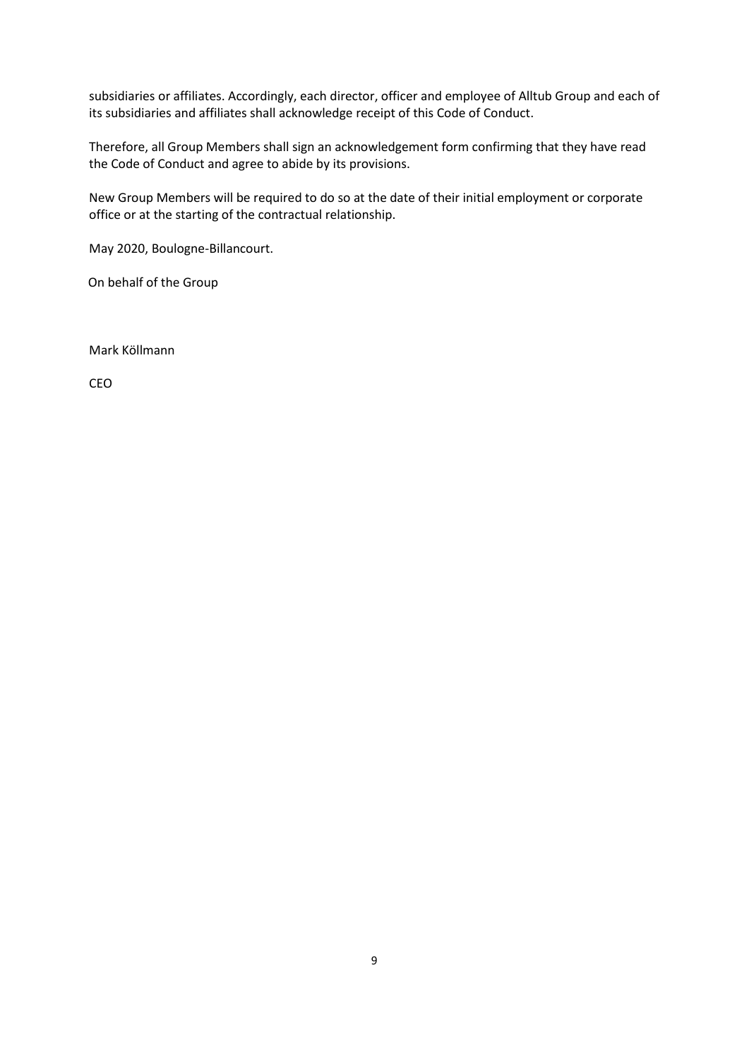subsidiaries or affiliates. Accordingly, each director, officer and employee of Alltub Group and each of its subsidiaries and affiliates shall acknowledge receipt of this Code of Conduct.

Therefore, all Group Members shall sign an acknowledgement form confirming that they have read the Code of Conduct and agree to abide by its provisions.

New Group Members will be required to do so at the date of their initial employment or corporate office or at the starting of the contractual relationship.

May 2020, Boulogne-Billancourt.

On behalf of the Group

Mark Köllmann

CEO